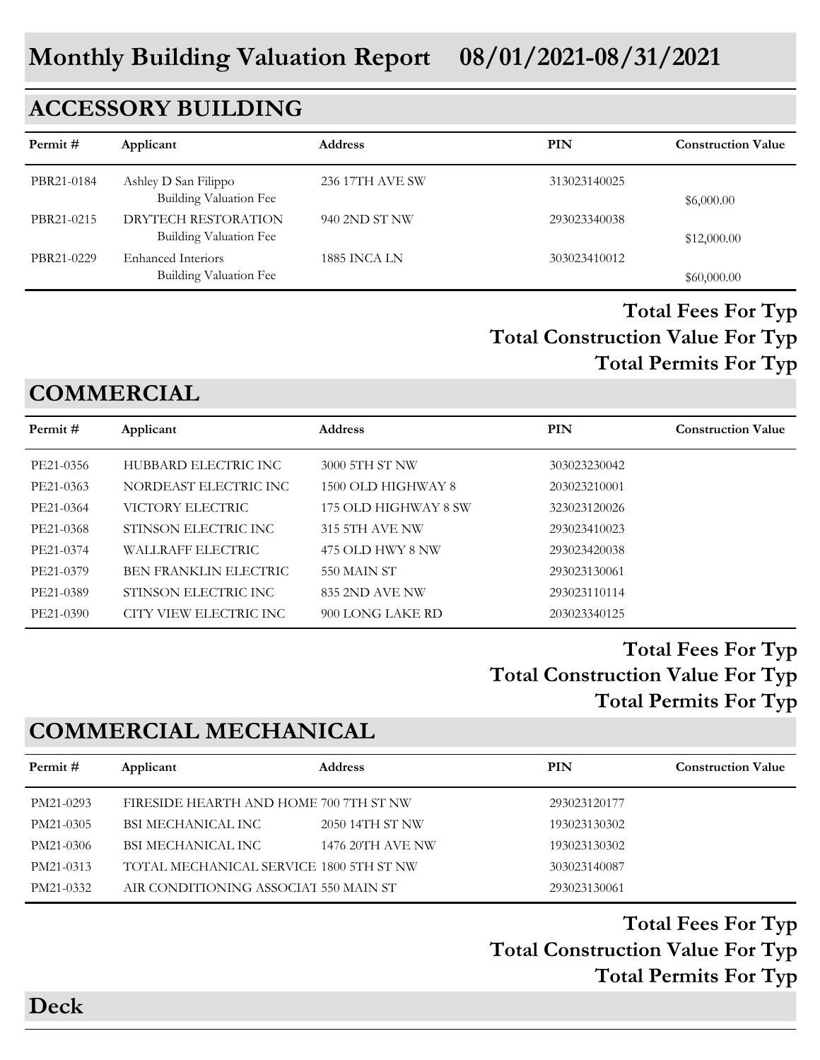# Monthly Building Valuation Report 08/01/2021-08/31/2021

## ACCESSORY BUILDING

| Permit # | Applicant | Address | PIN | Construction Value |
|---|---|---|---|---|
| PBR21-0184 | Ashley D San Filippo<br>Building Valuation Fee | 236 17TH AVE SW | 313023140025 | $6,000.00 |
| PBR21-0215 | DRYTECH RESTORATION<br>Building Valuation Fee | 940 2ND ST NW | 293023340038 | $12,000.00 |
| PBR21-0229 | Enhanced Interiors<br>Building Valuation Fee | 1885 INCA LN | 303023410012 | $60,000.00 |

**Total Fees For Typ**

**Total Construction Value For Typ**

**Total Permits For Typ**

## COMMERCIAL

| Permit # | Applicant | Address | PIN | Construction Value |
|---|---|---|---|---|
| PE21-0356 | HUBBARD ELECTRIC INC | 3000 5TH ST NW | 303023230042 | |
| PE21-0363 | NORDEAST ELECTRIC INC | 1500 OLD HIGHWAY 8 | 203023210001 | |
| PE21-0364 | VICTORY ELECTRIC | 175 OLD HIGHWAY 8 SW | 323023120026 | |
| PE21-0368 | STINSON ELECTRIC INC | 315 5TH AVE NW | 293023410023 | |
| PE21-0374 | WALLRAFF ELECTRIC | 475 OLD HWY 8 NW | 293023420038 | |
| PE21-0379 | BEN FRANKLIN ELECTRIC | 550 MAIN ST | 293023130061 | |
| PE21-0389 | STINSON ELECTRIC INC | 835 2ND AVE NW | 293023110114 | |
| PE21-0390 | CITY VIEW ELECTRIC INC | 900 LONG LAKE RD | 203023340125 | |

**Total Fees For Typ**

**Total Construction Value For Typ**

**Total Permits For Typ**

## COMMERCIAL MECHANICAL

| Permit # | Applicant | Address | PIN | Construction Value |
|---|---|---|---|---|
| PM21-0293 | FIRESIDE HEARTH AND HOME | 700 7TH ST NW | 293023120177 | |
| PM21-0305 | BSI MECHANICAL INC | 2050 14TH ST NW | 193023130302 | |
| PM21-0306 | BSI MECHANICAL INC | 1476 20TH AVE NW | 193023130302 | |
| PM21-0313 | TOTAL MECHANICAL SERVICE | 1800 5TH ST NW | 303023140087 | |
| PM21-0332 | AIR CONDITIONING ASSOCIAT | 550 MAIN ST | 293023130061 | |

**Total Fees For Typ**

**Total Construction Value For Typ**

**Total Permits For Typ**

## Deck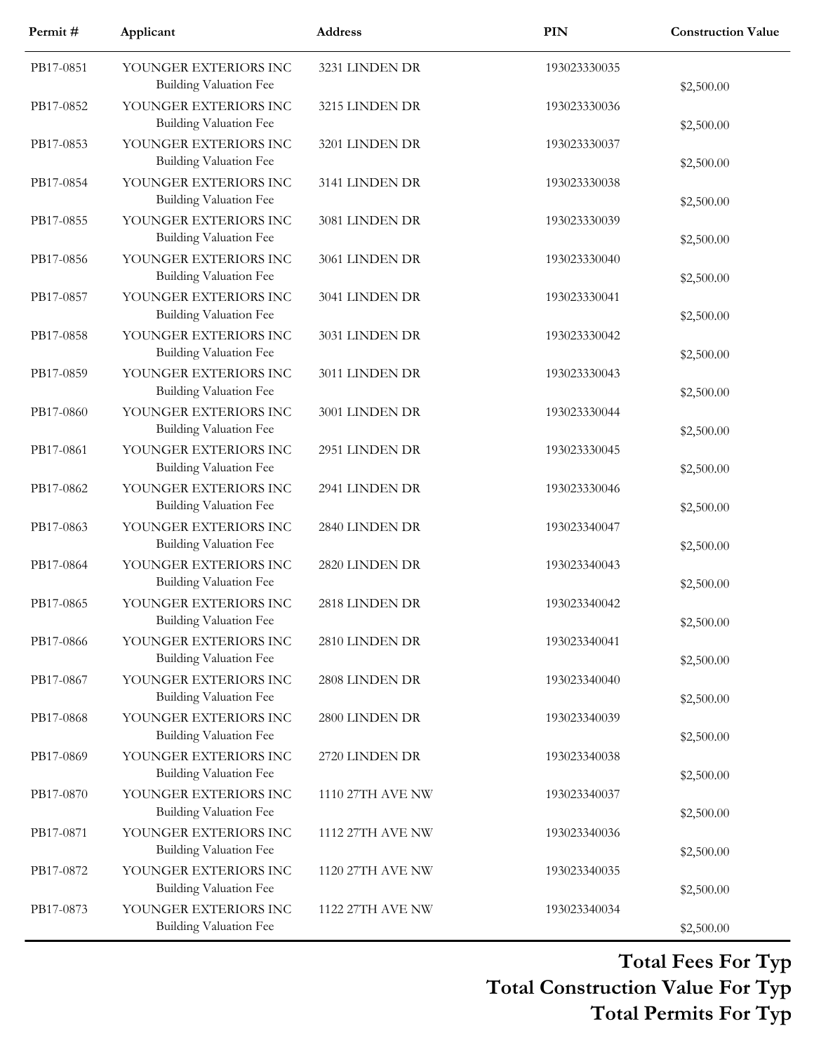| Permit # | Applicant | Address | PIN | Construction Value |
|---|---|---|---|---|
| PB17-0851 | YOUNGER EXTERIORS INC<br>Building Valuation Fee | 3231 LINDEN DR | 193023330035 | $2,500.00 |
| PB17-0852 | YOUNGER EXTERIORS INC<br>Building Valuation Fee | 3215 LINDEN DR | 193023330036 | $2,500.00 |
| PB17-0853 | YOUNGER EXTERIORS INC<br>Building Valuation Fee | 3201 LINDEN DR | 193023330037 | $2,500.00 |
| PB17-0854 | YOUNGER EXTERIORS INC<br>Building Valuation Fee | 3141 LINDEN DR | 193023330038 | $2,500.00 |
| PB17-0855 | YOUNGER EXTERIORS INC<br>Building Valuation Fee | 3081 LINDEN DR | 193023330039 | $2,500.00 |
| PB17-0856 | YOUNGER EXTERIORS INC<br>Building Valuation Fee | 3061 LINDEN DR | 193023330040 | $2,500.00 |
| PB17-0857 | YOUNGER EXTERIORS INC<br>Building Valuation Fee | 3041 LINDEN DR | 193023330041 | $2,500.00 |
| PB17-0858 | YOUNGER EXTERIORS INC<br>Building Valuation Fee | 3031 LINDEN DR | 193023330042 | $2,500.00 |
| PB17-0859 | YOUNGER EXTERIORS INC<br>Building Valuation Fee | 3011 LINDEN DR | 193023330043 | $2,500.00 |
| PB17-0860 | YOUNGER EXTERIORS INC<br>Building Valuation Fee | 3001 LINDEN DR | 193023330044 | $2,500.00 |
| PB17-0861 | YOUNGER EXTERIORS INC<br>Building Valuation Fee | 2951 LINDEN DR | 193023330045 | $2,500.00 |
| PB17-0862 | YOUNGER EXTERIORS INC<br>Building Valuation Fee | 2941 LINDEN DR | 193023330046 | $2,500.00 |
| PB17-0863 | YOUNGER EXTERIORS INC<br>Building Valuation Fee | 2840 LINDEN DR | 193023340047 | $2,500.00 |
| PB17-0864 | YOUNGER EXTERIORS INC<br>Building Valuation Fee | 2820 LINDEN DR | 193023340043 | $2,500.00 |
| PB17-0865 | YOUNGER EXTERIORS INC<br>Building Valuation Fee | 2818 LINDEN DR | 193023340042 | $2,500.00 |
| PB17-0866 | YOUNGER EXTERIORS INC<br>Building Valuation Fee | 2810 LINDEN DR | 193023340041 | $2,500.00 |
| PB17-0867 | YOUNGER EXTERIORS INC<br>Building Valuation Fee | 2808 LINDEN DR | 193023340040 | $2,500.00 |
| PB17-0868 | YOUNGER EXTERIORS INC<br>Building Valuation Fee | 2800 LINDEN DR | 193023340039 | $2,500.00 |
| PB17-0869 | YOUNGER EXTERIORS INC<br>Building Valuation Fee | 2720 LINDEN DR | 193023340038 | $2,500.00 |
| PB17-0870 | YOUNGER EXTERIORS INC<br>Building Valuation Fee | 1110 27TH AVE NW | 193023340037 | $2,500.00 |
| PB17-0871 | YOUNGER EXTERIORS INC<br>Building Valuation Fee | 1112 27TH AVE NW | 193023340036 | $2,500.00 |
| PB17-0872 | YOUNGER EXTERIORS INC<br>Building Valuation Fee | 1120 27TH AVE NW | 193023340035 | $2,500.00 |
| PB17-0873 | YOUNGER EXTERIORS INC<br>Building Valuation Fee | 1122 27TH AVE NW | 193023340034 | $2,500.00 |

**Total Fees For Typ**

**Total Construction Value For Typ**

**Total Permits For Typ**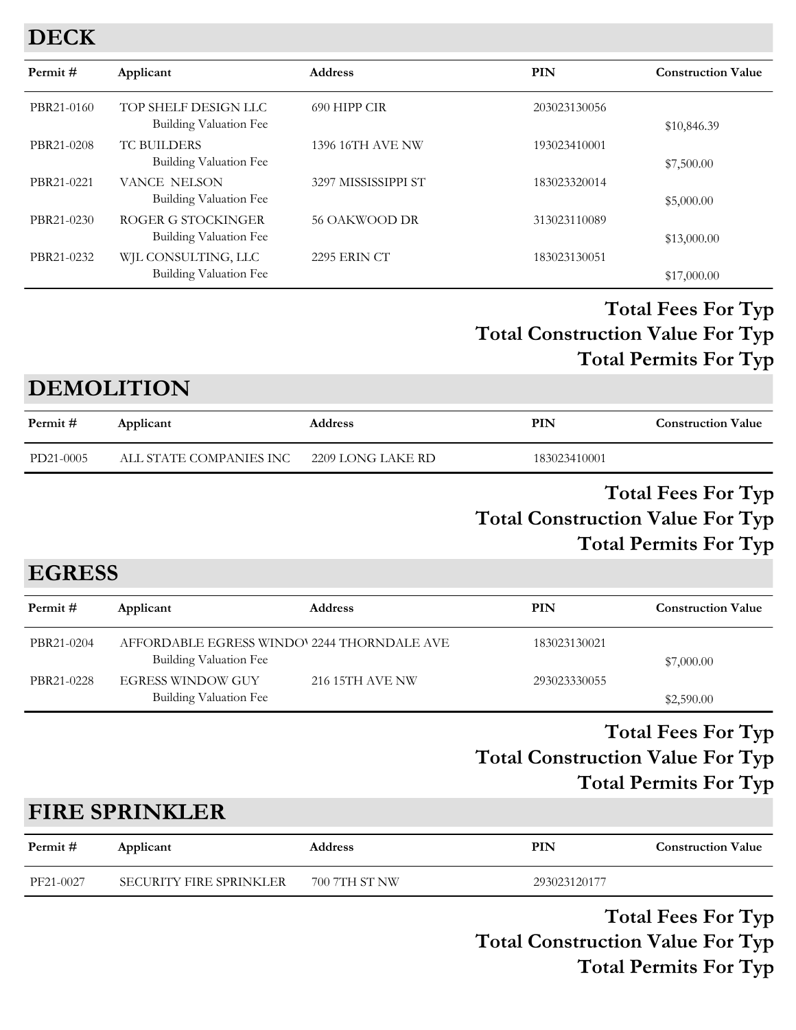## DECK

| Permit # | Applicant | Address | PIN | Construction Value |
|---|---|---|---|---|
| PBR21-0160 | TOP SHELF DESIGN LLC | 690 HIPP CIR | 203023130056 | |
| | Building Valuation Fee | | | $10,846.39 |
| PBR21-0208 | TC BUILDERS | 1396 16TH AVE NW | 193023410001 | |
| | Building Valuation Fee | | | $7,500.00 |
| PBR21-0221 | VANCE NELSON | 3297 MISSISSIPPI ST | 183023320014 | |
| | Building Valuation Fee | | | $5,000.00 |
| PBR21-0230 | ROGER G STOCKINGER | 56 OAKWOOD DR | 313023110089 | |
| | Building Valuation Fee | | | $13,000.00 |
| PBR21-0232 | WJL CONSULTING, LLC | 2295 ERIN CT | 183023130051 | |
| | Building Valuation Fee | | | $17,000.00 |

**Total Fees For Typ**

**Total Construction Value For Typ**

**Total Permits For Typ**

## DEMOLITION

| Permit # | Applicant | Address | PIN | Construction Value |
|---|---|---|---|---|
| PD21-0005 | ALL STATE COMPANIES INC | 2209 LONG LAKE RD | 183023410001 | |

**Total Fees For Typ**

**Total Construction Value For Typ**

**Total Permits For Typ**

## EGRESS

| Permit # | Applicant | Address | PIN | Construction Value |
|---|---|---|---|---|
| PBR21-0204 | AFFORDABLE EGRESS WINDO\ | 2244 THORNDALE AVE | 183023130021 | |
| | Building Valuation Fee | | | $7,000.00 |
| PBR21-0228 | EGRESS WINDOW GUY | 216 15TH AVE NW | 293023330055 | |
| | Building Valuation Fee | | | $2,590.00 |

**Total Fees For Typ**

**Total Construction Value For Typ**

**Total Permits For Typ**

## FIRE SPRINKLER

| Permit # | Applicant | Address | PIN | Construction Value |
|---|---|---|---|---|
| PF21-0027 | SECURITY FIRE SPRINKLER | 700 7TH ST NW | 293023120177 | |

**Total Fees For Typ**

**Total Construction Value For Typ**

**Total Permits For Typ**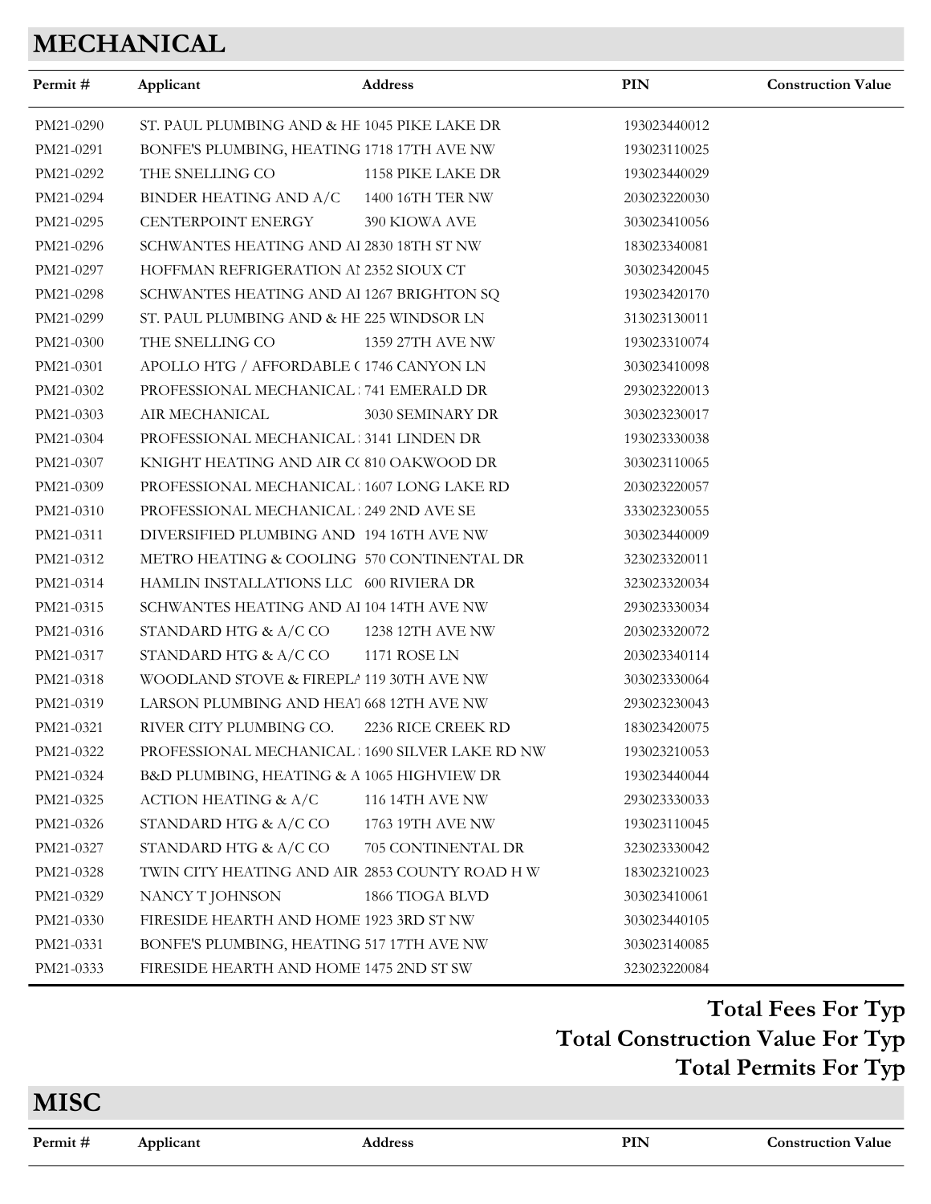## MECHANICAL

| Permit # | Applicant | Address | PIN | Construction Value |
|---|---|---|---|---|
| PM21-0290 | ST. PAUL PLUMBING AND & HE | 1045 PIKE LAKE DR | 193023440012 | |
| PM21-0291 | BONFE'S PLUMBING, HEATING | 1718 17TH AVE NW | 193023110025 | |
| PM21-0292 | THE SNELLING CO | 1158 PIKE LAKE DR | 193023440029 | |
| PM21-0294 | BINDER HEATING AND A/C | 1400 16TH TER NW | 203023220030 | |
| PM21-0295 | CENTERPOINT ENERGY | 390 KIOWA AVE | 303023410056 | |
| PM21-0296 | SCHWANTES HEATING AND AI | 2830 18TH ST NW | 183023340081 | |
| PM21-0297 | HOFFMAN REFRIGERATION AI | 2352 SIOUX CT | 303023420045 | |
| PM21-0298 | SCHWANTES HEATING AND AI | 1267 BRIGHTON SQ | 193023420170 | |
| PM21-0299 | ST. PAUL PLUMBING AND & HE | 225 WINDSOR LN | 313023130011 | |
| PM21-0300 | THE SNELLING CO | 1359 27TH AVE NW | 193023310074 | |
| PM21-0301 | APOLLO HTG / AFFORDABLE ( | 1746 CANYON LN | 303023410098 | |
| PM21-0302 | PROFESSIONAL MECHANICAL | 741 EMERALD DR | 293023220013 | |
| PM21-0303 | AIR MECHANICAL | 3030 SEMINARY DR | 303023230017 | |
| PM21-0304 | PROFESSIONAL MECHANICAL | 3141 LINDEN DR | 193023330038 | |
| PM21-0307 | KNIGHT HEATING AND AIR C( | 810 OAKWOOD DR | 303023110065 | |
| PM21-0309 | PROFESSIONAL MECHANICAL | 1607 LONG LAKE RD | 203023220057 | |
| PM21-0310 | PROFESSIONAL MECHANICAL | 249 2ND AVE SE | 333023230055 | |
| PM21-0311 | DIVERSIFIED PLUMBING AND | 194 16TH AVE NW | 303023440009 | |
| PM21-0312 | METRO HEATING & COOLING | 570 CONTINENTAL DR | 323023320011 | |
| PM21-0314 | HAMLIN INSTALLATIONS LLC | 600 RIVIERA DR | 323023320034 | |
| PM21-0315 | SCHWANTES HEATING AND AI | 104 14TH AVE NW | 293023330034 | |
| PM21-0316 | STANDARD HTG & A/C CO | 1238 12TH AVE NW | 203023320072 | |
| PM21-0317 | STANDARD HTG & A/C CO | 1171 ROSE LN | 203023340114 | |
| PM21-0318 | WOODLAND STOVE & FIREPLA | 119 30TH AVE NW | 303023330064 | |
| PM21-0319 | LARSON PLUMBING AND HEAT | 668 12TH AVE NW | 293023230043 | |
| PM21-0321 | RIVER CITY PLUMBING CO. | 2236 RICE CREEK RD | 183023420075 | |
| PM21-0322 | PROFESSIONAL MECHANICAL | 1690 SILVER LAKE RD NW | 193023210053 | |
| PM21-0324 | B&D PLUMBING, HEATING & A | 1065 HIGHVIEW DR | 193023440044 | |
| PM21-0325 | ACTION HEATING & A/C | 116 14TH AVE NW | 293023330033 | |
| PM21-0326 | STANDARD HTG & A/C CO | 1763 19TH AVE NW | 193023110045 | |
| PM21-0327 | STANDARD HTG & A/C CO | 705 CONTINENTAL DR | 323023330042 | |
| PM21-0328 | TWIN CITY HEATING AND AIR | 2853 COUNTY ROAD H W | 183023210023 | |
| PM21-0329 | NANCY T JOHNSON | 1866 TIOGA BLVD | 303023410061 | |
| PM21-0330 | FIRESIDE HEARTH AND HOME | 1923 3RD ST NW | 303023440105 | |
| PM21-0331 | BONFE'S PLUMBING, HEATING | 517 17TH AVE NW | 303023140085 | |
| PM21-0333 | FIRESIDE HEARTH AND HOME | 1475 2ND ST SW | 323023220084 | |

**Total Fees For Typ**

**Total Construction Value For Typ**

**Total Permits For Typ**

## MISC

| Permit # | Applicant | Address | PIN | Construction Value |
|---|---|---|---|---|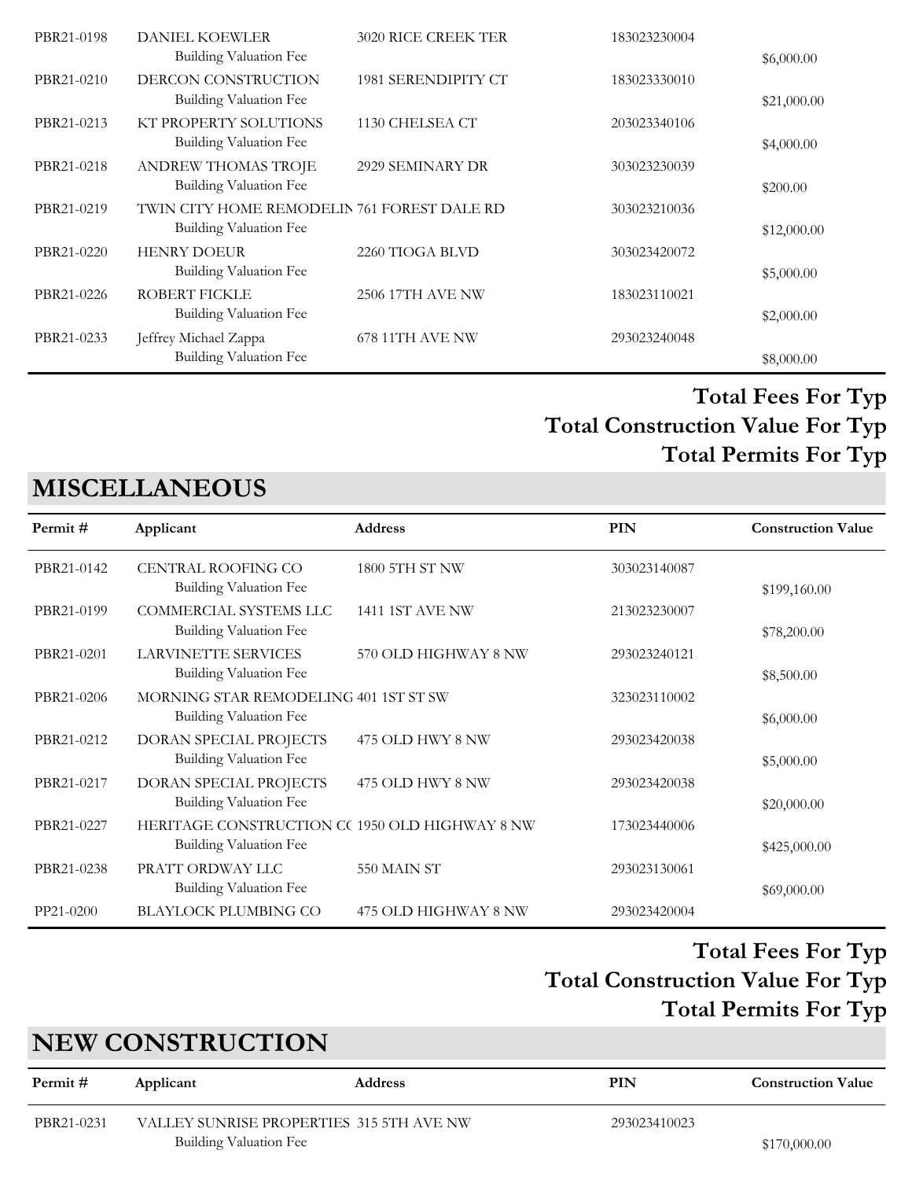| Permit # | Applicant | Address | PIN | Construction Value |
|---|---|---|---|---|
| PBR21-0198 | DANIEL KOEWLER | 3020 RICE CREEK TER | 183023230004 | |
| | Building Valuation Fee | | | $6,000.00 |
| PBR21-0210 | DERCON CONSTRUCTION | 1981 SERENDIPITY CT | 183023330010 | |
| | Building Valuation Fee | | | $21,000.00 |
| PBR21-0213 | KT PROPERTY SOLUTIONS | 1130 CHELSEA CT | 203023340106 | |
| | Building Valuation Fee | | | $4,000.00 |
| PBR21-0218 | ANDREW THOMAS TROJE | 2929 SEMINARY DR | 303023230039 | |
| | Building Valuation Fee | | | $200.00 |
| PBR21-0219 | TWIN CITY HOME REMODELIN | 761 FOREST DALE RD | 303023210036 | |
| | Building Valuation Fee | | | $12,000.00 |
| PBR21-0220 | HENRY DOEUR | 2260 TIOGA BLVD | 303023420072 | |
| | Building Valuation Fee | | | $5,000.00 |
| PBR21-0226 | ROBERT FICKLE | 2506 17TH AVE NW | 183023110021 | |
| | Building Valuation Fee | | | $2,000.00 |
| PBR21-0233 | Jeffrey Michael Zappa | 678 11TH AVE NW | 293023240048 | |
| | Building Valuation Fee | | | $8,000.00 |

**Total Fees For Typ**

**Total Construction Value For Typ**

**Total Permits For Typ**

## MISCELLANEOUS

| Permit # | Applicant | Address | PIN | Construction Value |
|---|---|---|---|---|
| PBR21-0142 | CENTRAL ROOFING CO | 1800 5TH ST NW | 303023140087 | |
| | Building Valuation Fee | | | $199,160.00 |
| PBR21-0199 | COMMERCIAL SYSTEMS LLC | 1411 1ST AVE NW | 213023230007 | |
| | Building Valuation Fee | | | $78,200.00 |
| PBR21-0201 | LARVINETTE SERVICES | 570 OLD HIGHWAY 8 NW | 293023240121 | |
| | Building Valuation Fee | | | $8,500.00 |
| PBR21-0206 | MORNING STAR REMODELING | 401 1ST ST SW | 323023110002 | |
| | Building Valuation Fee | | | $6,000.00 |
| PBR21-0212 | DORAN SPECIAL PROJECTS | 475 OLD HWY 8 NW | 293023420038 | |
| | Building Valuation Fee | | | $5,000.00 |
| PBR21-0217 | DORAN SPECIAL PROJECTS | 475 OLD HWY 8 NW | 293023420038 | |
| | Building Valuation Fee | | | $20,000.00 |
| PBR21-0227 | HERITAGE CONSTRUCTION C( | 1950 OLD HIGHWAY 8 NW | 173023440006 | |
| | Building Valuation Fee | | | $425,000.00 |
| PBR21-0238 | PRATT ORDWAY LLC | 550 MAIN ST | 293023130061 | |
| | Building Valuation Fee | | | $69,000.00 |
| PP21-0200 | BLAYLOCK PLUMBING CO | 475 OLD HIGHWAY 8 NW | 293023420004 | |

**Total Fees For Typ**

**Total Construction Value For Typ**

**Total Permits For Typ**

## NEW CONSTRUCTION

| Permit # | Applicant | Address | PIN | Construction Value |
|---|---|---|---|---|
| PBR21-0231 | VALLEY SUNRISE PROPERTIES | 315 5TH AVE NW | 293023410023 | |
| | Building Valuation Fee | | | $170,000.00 |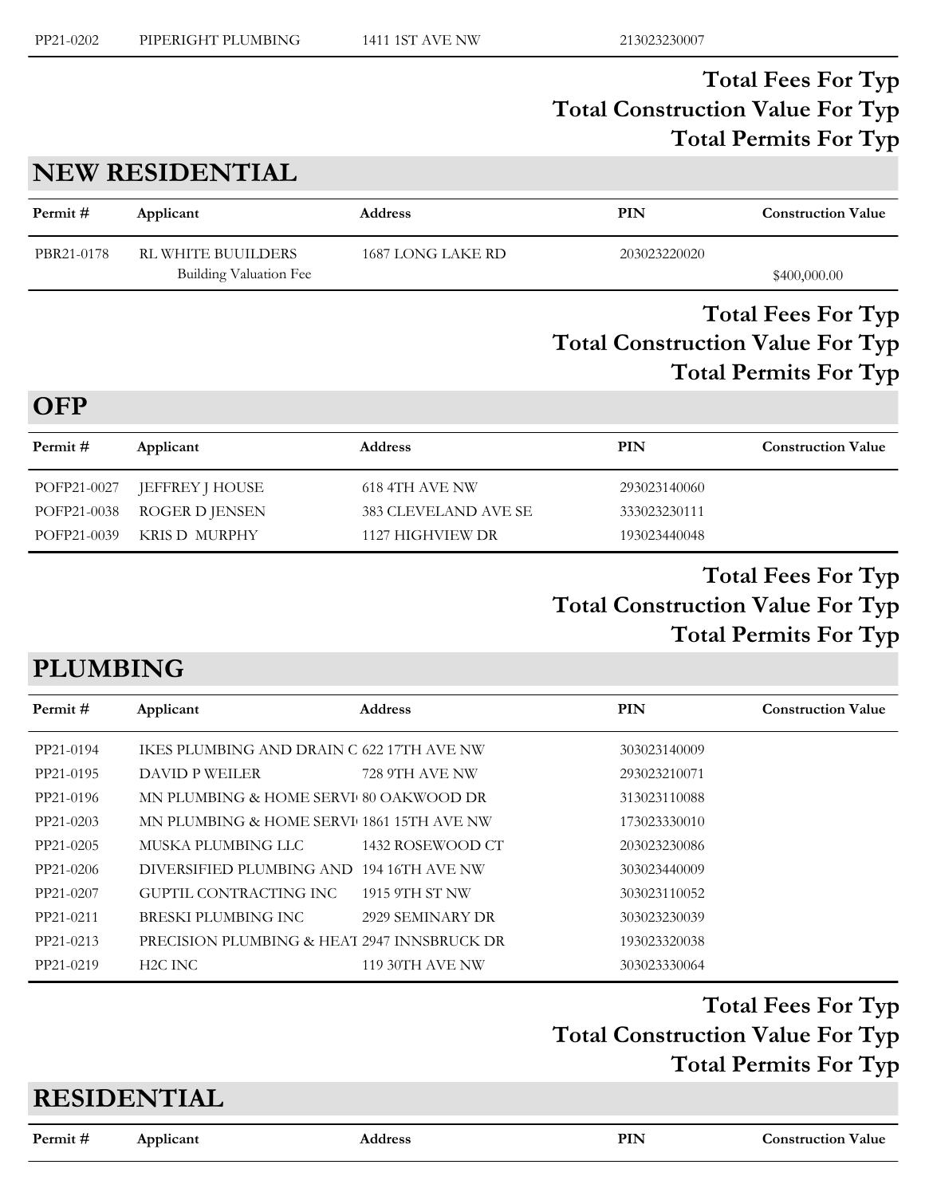| PP21-0202 | PIPERIGHT PLUMBING | 1411 1ST AVE NW | 213023230007 | |
|---|---|---|---|---|

**Total Fees For Typ**
**Total Construction Value For Typ**
**Total Permits For Typ**

## NEW RESIDENTIAL

| Permit # | Applicant | Address | PIN | Construction Value |
|---|---|---|---|---|
| PBR21-0178 | RL WHITE BUUILDERS | 1687 LONG LAKE RD | 203023220020 | |
| | Building Valuation Fee | | | $400,000.00 |

**Total Fees For Typ**
**Total Construction Value For Typ**
**Total Permits For Typ**

## OFP

| Permit # | Applicant | Address | PIN | Construction Value |
|---|---|---|---|---|
| POFP21-0027 | JEFFREY J HOUSE | 618 4TH AVE NW | 293023140060 | |
| POFP21-0038 | ROGER D JENSEN | 383 CLEVELAND AVE SE | 333023230111 | |
| POFP21-0039 | KRIS D MURPHY | 1127 HIGHVIEW DR | 193023440048 | |

**Total Fees For Typ**
**Total Construction Value For Typ**
**Total Permits For Typ**

## PLUMBING

| Permit # | Applicant | Address | PIN | Construction Value |
|---|---|---|---|---|
| PP21-0194 | IKES PLUMBING AND DRAIN C | 622 17TH AVE NW | 303023140009 | |
| PP21-0195 | DAVID P WEILER | 728 9TH AVE NW | 293023210071 | |
| PP21-0196 | MN PLUMBING & HOME SERVI | 80 OAKWOOD DR | 313023110088 | |
| PP21-0203 | MN PLUMBING & HOME SERVI | 1861 15TH AVE NW | 173023330010 | |
| PP21-0205 | MUSKA PLUMBING LLC | 1432 ROSEWOOD CT | 203023230086 | |
| PP21-0206 | DIVERSIFIED PLUMBING AND | 194 16TH AVE NW | 303023440009 | |
| PP21-0207 | GUPTIL CONTRACTING INC | 1915 9TH ST NW | 303023110052 | |
| PP21-0211 | BRESKI PLUMBING INC | 2929 SEMINARY DR | 303023230039 | |
| PP21-0213 | PRECISION PLUMBING & HEAT | 2947 INNSBRUCK DR | 193023320038 | |
| PP21-0219 | H2C INC | 119 30TH AVE NW | 303023330064 | |

**Total Fees For Typ**
**Total Construction Value For Typ**
**Total Permits For Typ**

## RESIDENTIAL

| Permit # | Applicant | Address | PIN | Construction Value |
|---|---|---|---|---|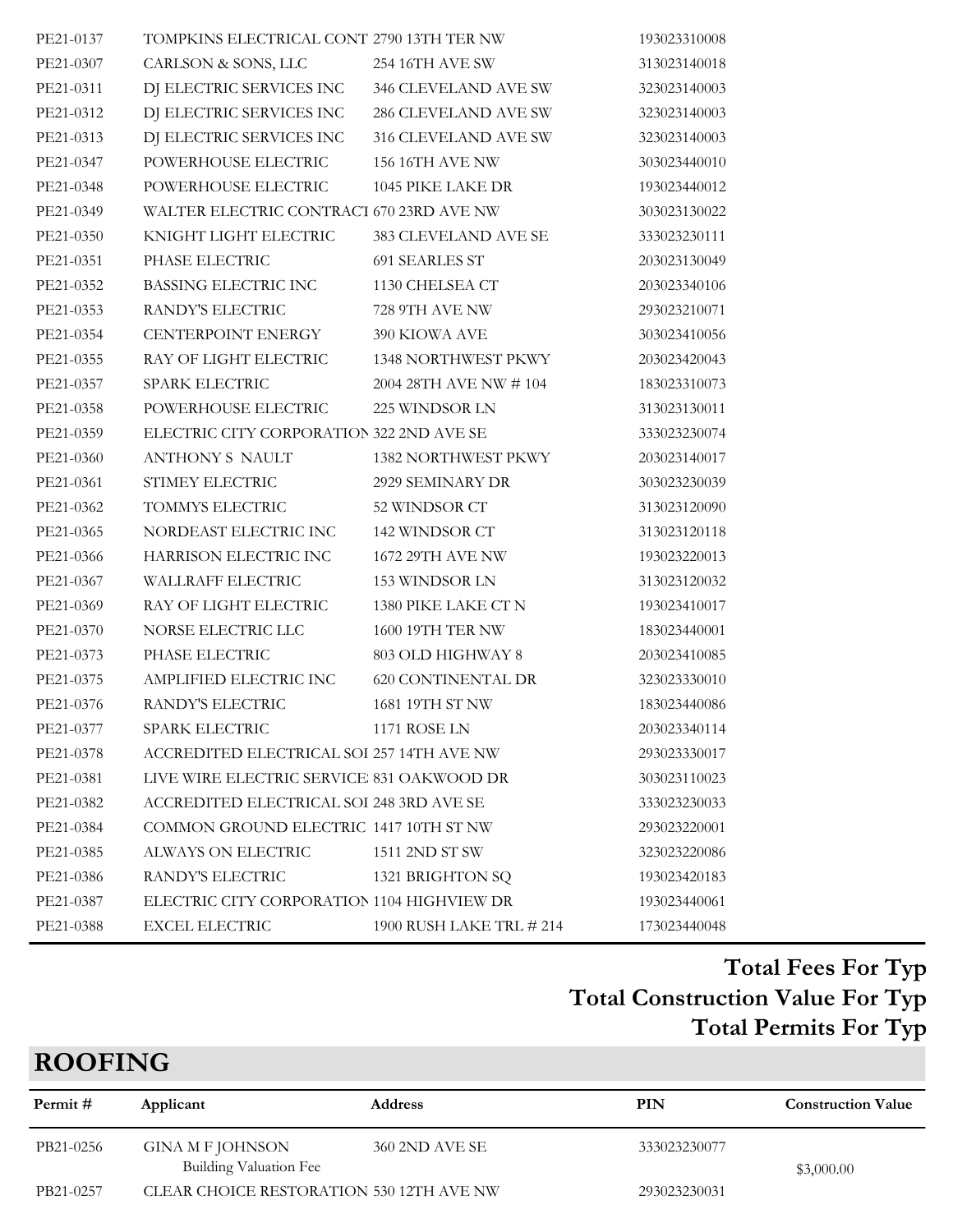| | | | | |
|---|---|---|---|---|
| PE21-0137 | TOMPKINS ELECTRICAL CONT | 2790 13TH TER NW | 193023310008 | |
| PE21-0307 | CARLSON & SONS, LLC | 254 16TH AVE SW | 313023140018 | |
| PE21-0311 | DJ ELECTRIC SERVICES INC | 346 CLEVELAND AVE SW | 323023140003 | |
| PE21-0312 | DJ ELECTRIC SERVICES INC | 286 CLEVELAND AVE SW | 323023140003 | |
| PE21-0313 | DJ ELECTRIC SERVICES INC | 316 CLEVELAND AVE SW | 323023140003 | |
| PE21-0347 | POWERHOUSE ELECTRIC | 156 16TH AVE NW | 303023440010 | |
| PE21-0348 | POWERHOUSE ELECTRIC | 1045 PIKE LAKE DR | 193023440012 | |
| PE21-0349 | WALTER ELECTRIC CONTRACT | 670 23RD AVE NW | 303023130022 | |
| PE21-0350 | KNIGHT LIGHT ELECTRIC | 383 CLEVELAND AVE SE | 333023230111 | |
| PE21-0351 | PHASE ELECTRIC | 691 SEARLES ST | 203023130049 | |
| PE21-0352 | BASSING ELECTRIC INC | 1130 CHELSEA CT | 203023340106 | |
| PE21-0353 | RANDY'S ELECTRIC | 728 9TH AVE NW | 293023210071 | |
| PE21-0354 | CENTERPOINT ENERGY | 390 KIOWA AVE | 303023410056 | |
| PE21-0355 | RAY OF LIGHT ELECTRIC | 1348 NORTHWEST PKWY | 203023420043 | |
| PE21-0357 | SPARK ELECTRIC | 2004 28TH AVE NW # 104 | 183023310073 | |
| PE21-0358 | POWERHOUSE ELECTRIC | 225 WINDSOR LN | 313023130011 | |
| PE21-0359 | ELECTRIC CITY CORPORATION | 322 2ND AVE SE | 333023230074 | |
| PE21-0360 | ANTHONY S NAULT | 1382 NORTHWEST PKWY | 203023140017 | |
| PE21-0361 | STIMEY ELECTRIC | 2929 SEMINARY DR | 303023230039 | |
| PE21-0362 | TOMMYS ELECTRIC | 52 WINDSOR CT | 313023120090 | |
| PE21-0365 | NORDEAST ELECTRIC INC | 142 WINDSOR CT | 313023120118 | |
| PE21-0366 | HARRISON ELECTRIC INC | 1672 29TH AVE NW | 193023220013 | |
| PE21-0367 | WALLRAFF ELECTRIC | 153 WINDSOR LN | 313023120032 | |
| PE21-0369 | RAY OF LIGHT ELECTRIC | 1380 PIKE LAKE CT N | 193023410017 | |
| PE21-0370 | NORSE ELECTRIC LLC | 1600 19TH TER NW | 183023440001 | |
| PE21-0373 | PHASE ELECTRIC | 803 OLD HIGHWAY 8 | 203023410085 | |
| PE21-0375 | AMPLIFIED ELECTRIC INC | 620 CONTINENTAL DR | 323023330010 | |
| PE21-0376 | RANDY'S ELECTRIC | 1681 19TH ST NW | 183023440086 | |
| PE21-0377 | SPARK ELECTRIC | 1171 ROSE LN | 203023340114 | |
| PE21-0378 | ACCREDITED ELECTRICAL SOI | 257 14TH AVE NW | 293023330017 | |
| PE21-0381 | LIVE WIRE ELECTRIC SERVICE | 831 OAKWOOD DR | 303023110023 | |
| PE21-0382 | ACCREDITED ELECTRICAL SOI | 248 3RD AVE SE | 333023230033 | |
| PE21-0384 | COMMON GROUND ELECTRIC | 1417 10TH ST NW | 293023220001 | |
| PE21-0385 | ALWAYS ON ELECTRIC | 1511 2ND ST SW | 323023220086 | |
| PE21-0386 | RANDY'S ELECTRIC | 1321 BRIGHTON SQ | 193023420183 | |
| PE21-0387 | ELECTRIC CITY CORPORATION | 1104 HIGHVIEW DR | 193023440061 | |
| PE21-0388 | EXCEL ELECTRIC | 1900 RUSH LAKE TRL # 214 | 173023440048 | |

**Total Fees For Typ**
**Total Construction Value For Typ**
**Total Permits For Typ**

## ROOFING

| Permit # | Applicant | Address | PIN | Construction Value |
|---|---|---|---|---|
| PB21-0256 | GINA M F JOHNSON<br>Building Valuation Fee | 360 2ND AVE SE | 333023230077 | $3,000.00 |
| PB21-0257 | CLEAR CHOICE RESTORATION | 530 12TH AVE NW | 293023230031 | |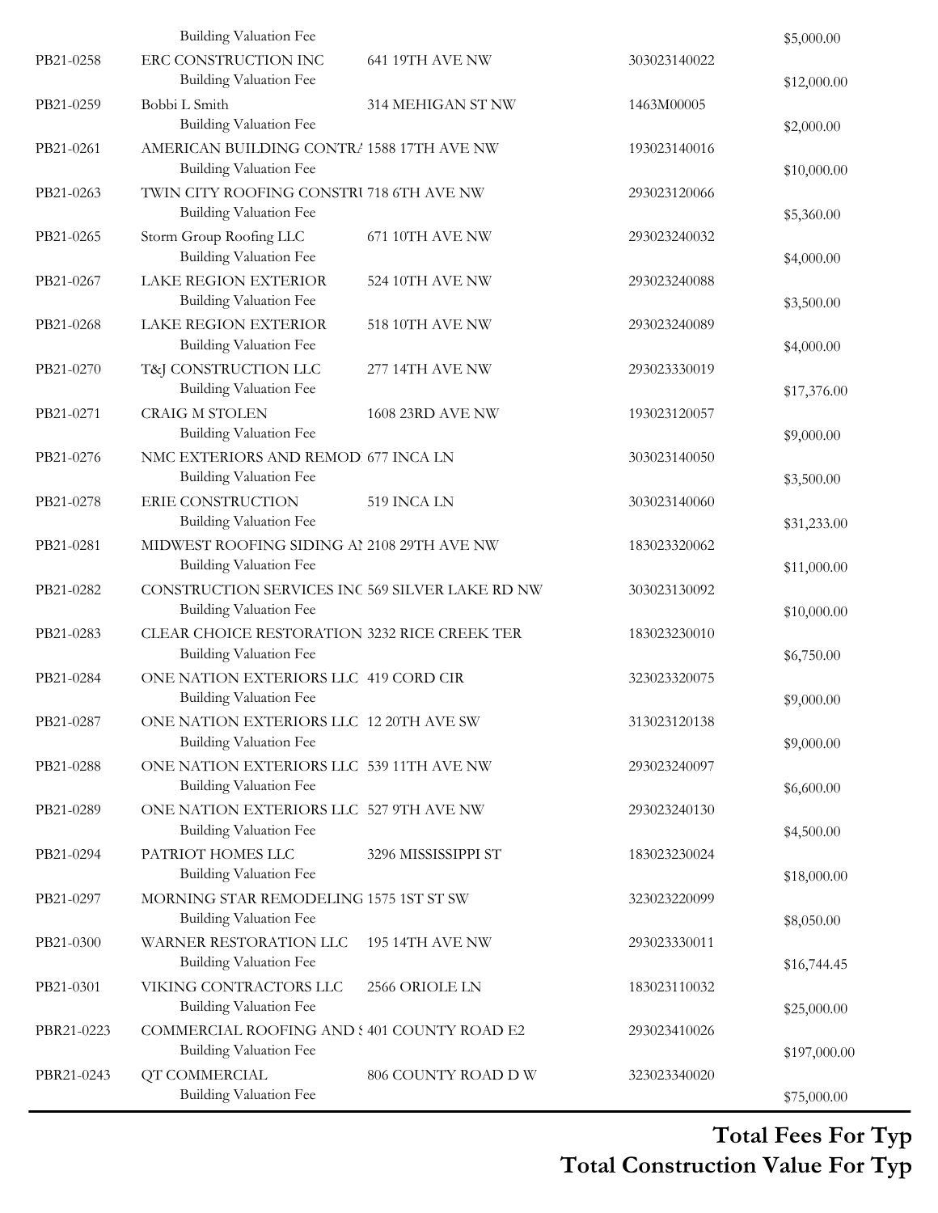| Permit | Contractor / Fee | Address | Parcel | Amount |
|---|---|---|---|---|
| | Building Valuation Fee | | | $5,000.00 |
| PB21-0258 | ERC CONSTRUCTION INC | 641 19TH AVE NW | 303023140022 | |
| | Building Valuation Fee | | | $12,000.00 |
| PB21-0259 | Bobbi L Smith | 314 MEHIGAN ST NW | 1463M00005 | |
| | Building Valuation Fee | | | $2,000.00 |
| PB21-0261 | AMERICAN BUILDING CONTRA | 1588 17TH AVE NW | 193023140016 | |
| | Building Valuation Fee | | | $10,000.00 |
| PB21-0263 | TWIN CITY ROOFING CONSTRU | 718 6TH AVE NW | 293023120066 | |
| | Building Valuation Fee | | | $5,360.00 |
| PB21-0265 | Storm Group Roofing LLC | 671 10TH AVE NW | 293023240032 | |
| | Building Valuation Fee | | | $4,000.00 |
| PB21-0267 | LAKE REGION EXTERIOR | 524 10TH AVE NW | 293023240088 | |
| | Building Valuation Fee | | | $3,500.00 |
| PB21-0268 | LAKE REGION EXTERIOR | 518 10TH AVE NW | 293023240089 | |
| | Building Valuation Fee | | | $4,000.00 |
| PB21-0270 | T&J CONSTRUCTION LLC | 277 14TH AVE NW | 293023330019 | |
| | Building Valuation Fee | | | $17,376.00 |
| PB21-0271 | CRAIG M STOLEN | 1608 23RD AVE NW | 193023120057 | |
| | Building Valuation Fee | | | $9,000.00 |
| PB21-0276 | NMC EXTERIORS AND REMOD | 677 INCA LN | 303023140050 | |
| | Building Valuation Fee | | | $3,500.00 |
| PB21-0278 | ERIE CONSTRUCTION | 519 INCA LN | 303023140060 | |
| | Building Valuation Fee | | | $31,233.00 |
| PB21-0281 | MIDWEST ROOFING SIDING AN | 2108 29TH AVE NW | 183023320062 | |
| | Building Valuation Fee | | | $11,000.00 |
| PB21-0282 | CONSTRUCTION SERVICES INC | 569 SILVER LAKE RD NW | 303023130092 | |
| | Building Valuation Fee | | | $10,000.00 |
| PB21-0283 | CLEAR CHOICE RESTORATION | 3232 RICE CREEK TER | 183023230010 | |
| | Building Valuation Fee | | | $6,750.00 |
| PB21-0284 | ONE NATION EXTERIORS LLC | 419 CORD CIR | 323023320075 | |
| | Building Valuation Fee | | | $9,000.00 |
| PB21-0287 | ONE NATION EXTERIORS LLC | 12 20TH AVE SW | 313023120138 | |
| | Building Valuation Fee | | | $9,000.00 |
| PB21-0288 | ONE NATION EXTERIORS LLC | 539 11TH AVE NW | 293023240097 | |
| | Building Valuation Fee | | | $6,600.00 |
| PB21-0289 | ONE NATION EXTERIORS LLC | 527 9TH AVE NW | 293023240130 | |
| | Building Valuation Fee | | | $4,500.00 |
| PB21-0294 | PATRIOT HOMES LLC | 3296 MISSISSIPPI ST | 183023230024 | |
| | Building Valuation Fee | | | $18,000.00 |
| PB21-0297 | MORNING STAR REMODELING | 1575 1ST ST SW | 323023220099 | |
| | Building Valuation Fee | | | $8,050.00 |
| PB21-0300 | WARNER RESTORATION LLC | 195 14TH AVE NW | 293023330011 | |
| | Building Valuation Fee | | | $16,744.45 |
| PB21-0301 | VIKING CONTRACTORS LLC | 2566 ORIOLE LN | 183023110032 | |
| | Building Valuation Fee | | | $25,000.00 |
| PBR21-0223 | COMMERCIAL ROOFING AND S | 401 COUNTY ROAD E2 | 293023410026 | |
| | Building Valuation Fee | | | $197,000.00 |
| PBR21-0243 | QT COMMERCIAL | 806 COUNTY ROAD D W | 323023340020 | |
| | Building Valuation Fee | | | $75,000.00 |

**Total Fees For Typ**

**Total Construction Value For Typ**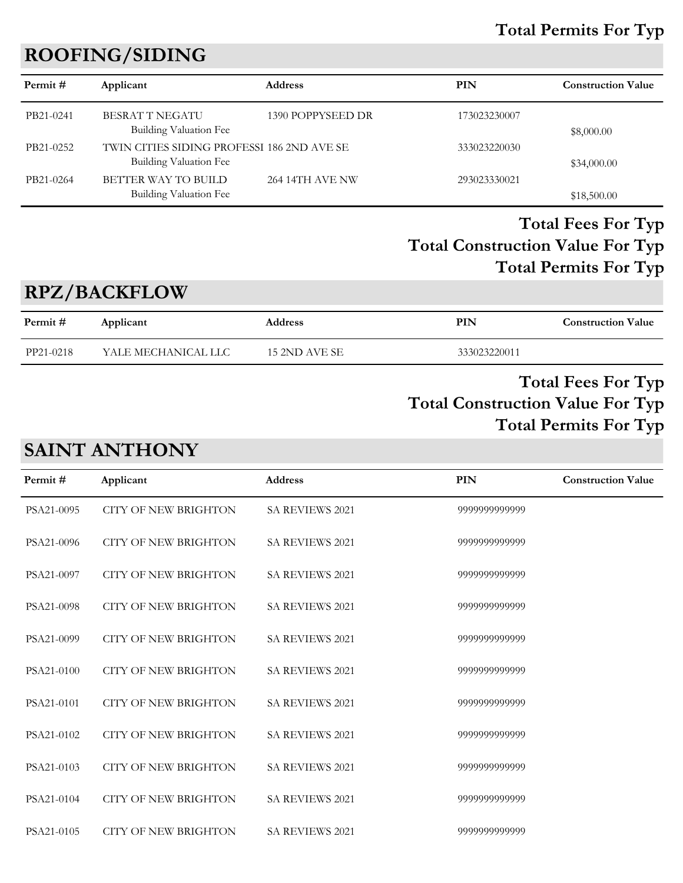**Total Permits For Typ**

## ROOFING/SIDING

| Permit # | Applicant | Address | PIN | Construction Value |
|---|---|---|---|---|
| PB21-0241 | BESRAT T NEGATU | 1390 POPPYSEED DR | 173023230007 | |
| | Building Valuation Fee | | | $8,000.00 |
| PB21-0252 | TWIN CITIES SIDING PROFESSI | 186 2ND AVE SE | 333023220030 | |
| | Building Valuation Fee | | | $34,000.00 |
| PB21-0264 | BETTER WAY TO BUILD | 264 14TH AVE NW | 293023330021 | |
| | Building Valuation Fee | | | $18,500.00 |

**Total Fees For Typ**
**Total Construction Value For Typ**
**Total Permits For Typ**

## RPZ/BACKFLOW

| Permit # | Applicant | Address | PIN | Construction Value |
|---|---|---|---|---|
| PP21-0218 | YALE MECHANICAL LLC | 15 2ND AVE SE | 333023220011 | |

**Total Fees For Typ**
**Total Construction Value For Typ**
**Total Permits For Typ**

## SAINT ANTHONY

| Permit # | Applicant | Address | PIN | Construction Value |
|---|---|---|---|---|
| PSA21-0095 | CITY OF NEW BRIGHTON | SA REVIEWS 2021 | 9999999999999 | |
| PSA21-0096 | CITY OF NEW BRIGHTON | SA REVIEWS 2021 | 9999999999999 | |
| PSA21-0097 | CITY OF NEW BRIGHTON | SA REVIEWS 2021 | 9999999999999 | |
| PSA21-0098 | CITY OF NEW BRIGHTON | SA REVIEWS 2021 | 9999999999999 | |
| PSA21-0099 | CITY OF NEW BRIGHTON | SA REVIEWS 2021 | 9999999999999 | |
| PSA21-0100 | CITY OF NEW BRIGHTON | SA REVIEWS 2021 | 9999999999999 | |
| PSA21-0101 | CITY OF NEW BRIGHTON | SA REVIEWS 2021 | 9999999999999 | |
| PSA21-0102 | CITY OF NEW BRIGHTON | SA REVIEWS 2021 | 9999999999999 | |
| PSA21-0103 | CITY OF NEW BRIGHTON | SA REVIEWS 2021 | 9999999999999 | |
| PSA21-0104 | CITY OF NEW BRIGHTON | SA REVIEWS 2021 | 9999999999999 | |
| PSA21-0105 | CITY OF NEW BRIGHTON | SA REVIEWS 2021 | 9999999999999 | |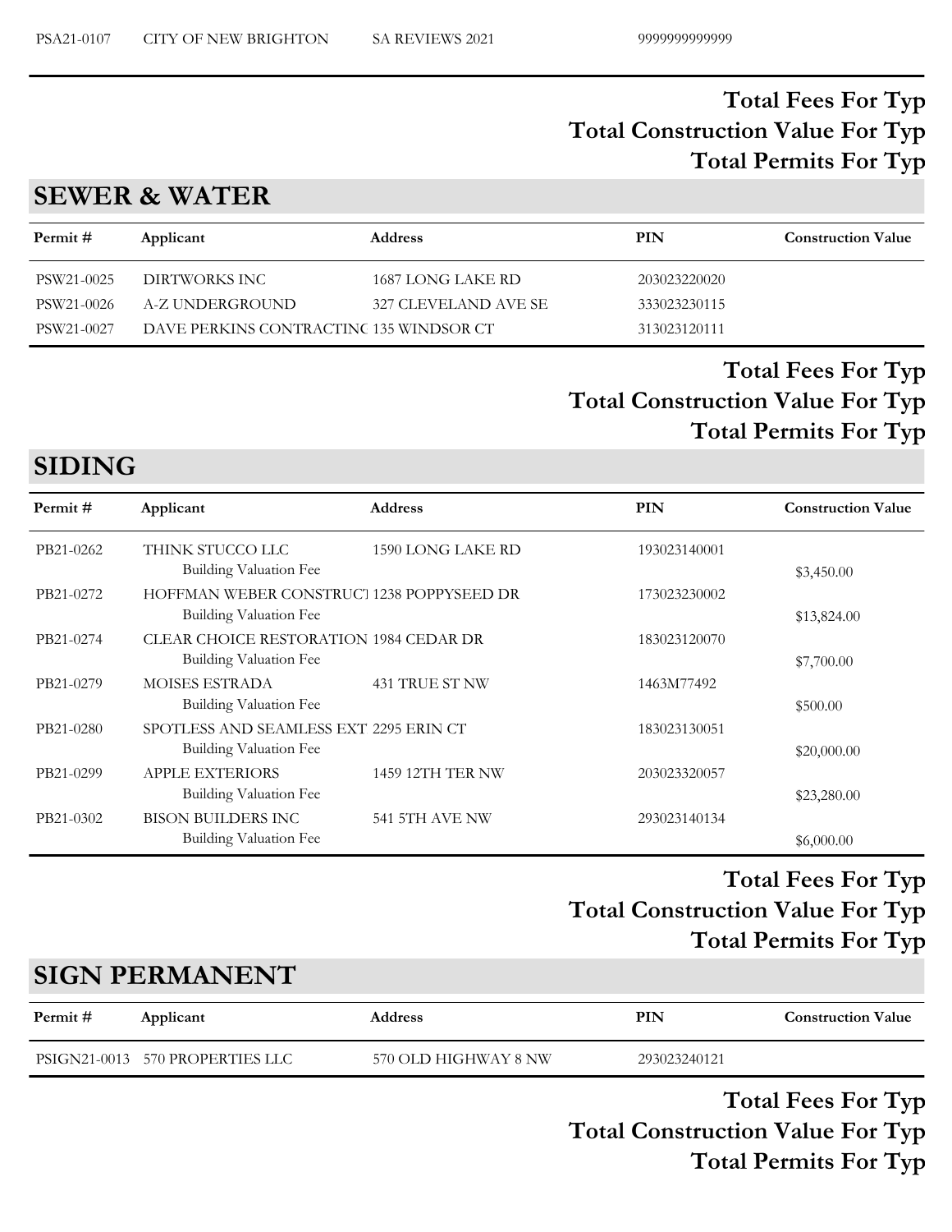| PSA21-0107 | CITY OF NEW BRIGHTON | SA REVIEWS 2021 | 9999999999999 | |
|---|---|---|---|---|

**Total Fees For Typ**
**Total Construction Value For Typ**
**Total Permits For Typ**

## SEWER & WATER

| Permit # | Applicant | Address | PIN | Construction Value |
|---|---|---|---|---|
| PSW21-0025 | DIRTWORKS INC | 1687 LONG LAKE RD | 203023220020 | |
| PSW21-0026 | A-Z UNDERGROUND | 327 CLEVELAND AVE SE | 333023230115 | |
| PSW21-0027 | DAVE PERKINS CONTRACTINC | 135 WINDSOR CT | 313023120111 | |

**Total Fees For Typ**
**Total Construction Value For Typ**
**Total Permits For Typ**

## SIDING

| Permit # | Applicant | Address | PIN | Construction Value |
|---|---|---|---|---|
| PB21-0262 | THINK STUCCO LLC | 1590 LONG LAKE RD | 193023140001 | |
| | Building Valuation Fee | | | $3,450.00 |
| PB21-0272 | HOFFMAN WEBER CONSTRUCT | 1238 POPPYSEED DR | 173023230002 | |
| | Building Valuation Fee | | | $13,824.00 |
| PB21-0274 | CLEAR CHOICE RESTORATION | 1984 CEDAR DR | 183023120070 | |
| | Building Valuation Fee | | | $7,700.00 |
| PB21-0279 | MOISES ESTRADA | 431 TRUE ST NW | 1463M77492 | |
| | Building Valuation Fee | | | $500.00 |
| PB21-0280 | SPOTLESS AND SEAMLESS EXT | 2295 ERIN CT | 183023130051 | |
| | Building Valuation Fee | | | $20,000.00 |
| PB21-0299 | APPLE EXTERIORS | 1459 12TH TER NW | 203023320057 | |
| | Building Valuation Fee | | | $23,280.00 |
| PB21-0302 | BISON BUILDERS INC | 541 5TH AVE NW | 293023140134 | |
| | Building Valuation Fee | | | $6,000.00 |

**Total Fees For Typ**
**Total Construction Value For Typ**
**Total Permits For Typ**

## SIGN PERMANENT

| Permit # | Applicant | Address | PIN | Construction Value |
|---|---|---|---|---|
| PSIGN21-0013 | 570 PROPERTIES LLC | 570 OLD HIGHWAY 8 NW | 293023240121 | |

**Total Fees For Typ**
**Total Construction Value For Typ**
**Total Permits For Typ**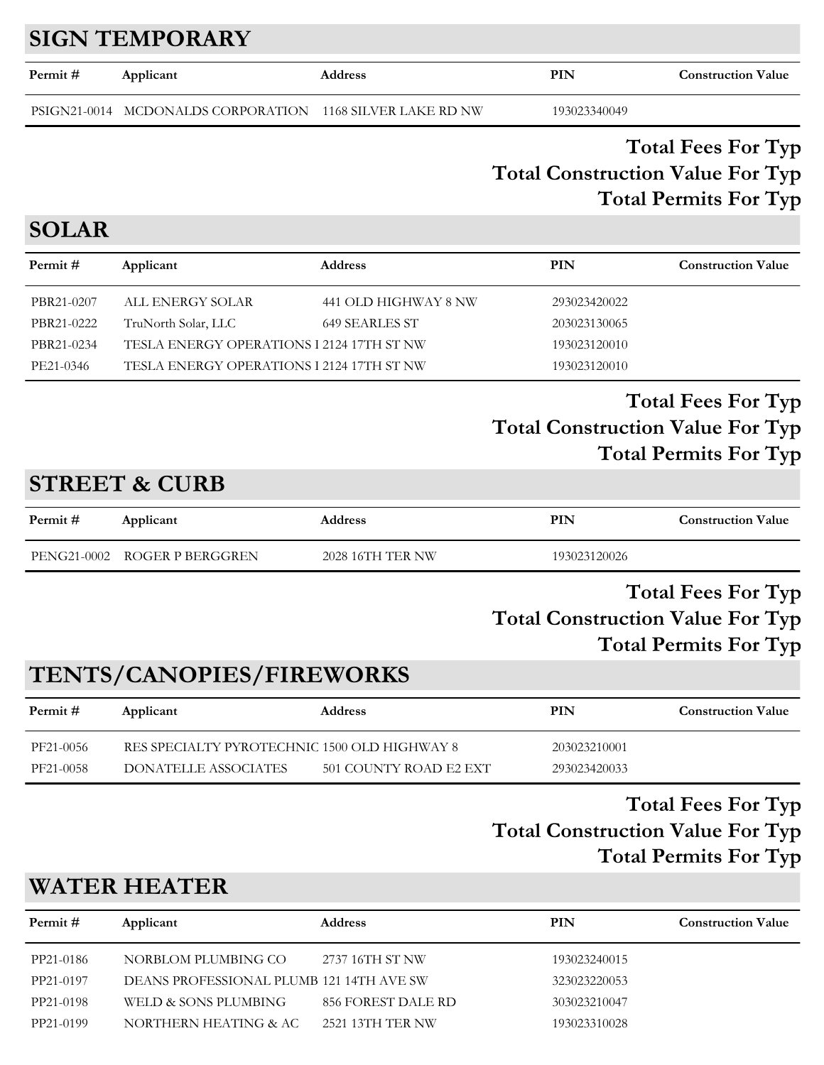## SIGN TEMPORARY

| Permit # | Applicant | Address | PIN | Construction Value |
|---|---|---|---|---|
| PSIGN21-0014 | MCDONALDS CORPORATION | 1168 SILVER LAKE RD NW | 193023340049 | |

**Total Fees For Typ**

**Total Construction Value For Typ**

**Total Permits For Typ**

## SOLAR

| Permit # | Applicant | Address | PIN | Construction Value |
|---|---|---|---|---|
| PBR21-0207 | ALL ENERGY SOLAR | 441 OLD HIGHWAY 8 NW | 293023420022 | |
| PBR21-0222 | TruNorth Solar, LLC | 649 SEARLES ST | 203023130065 | |
| PBR21-0234 | TESLA ENERGY OPERATIONS I | 2124 17TH ST NW | 193023120010 | |
| PE21-0346 | TESLA ENERGY OPERATIONS I | 2124 17TH ST NW | 193023120010 | |

**Total Fees For Typ**

**Total Construction Value For Typ**

**Total Permits For Typ**

## STREET & CURB

| Permit # | Applicant | Address | PIN | Construction Value |
|---|---|---|---|---|
| PENG21-0002 | ROGER P BERGGREN | 2028 16TH TER NW | 193023120026 | |

**Total Fees For Typ**

**Total Construction Value For Typ**

**Total Permits For Typ**

## TENTS/CANOPIES/FIREWORKS

| Permit # | Applicant | Address | PIN | Construction Value |
|---|---|---|---|---|
| PF21-0056 | RES SPECIALTY PYROTECHNIC | 1500 OLD HIGHWAY 8 | 203023210001 | |
| PF21-0058 | DONATELLE ASSOCIATES | 501 COUNTY ROAD E2 EXT | 293023420033 | |

**Total Fees For Typ**

**Total Construction Value For Typ**

**Total Permits For Typ**

## WATER HEATER

| Permit # | Applicant | Address | PIN | Construction Value |
|---|---|---|---|---|
| PP21-0186 | NORBLOM PLUMBING CO | 2737 16TH ST NW | 193023240015 | |
| PP21-0197 | DEANS PROFESSIONAL PLUMB | 121 14TH AVE SW | 323023220053 | |
| PP21-0198 | WELD & SONS PLUMBING | 856 FOREST DALE RD | 303023210047 | |
| PP21-0199 | NORTHERN HEATING & AC | 2521 13TH TER NW | 193023310028 | |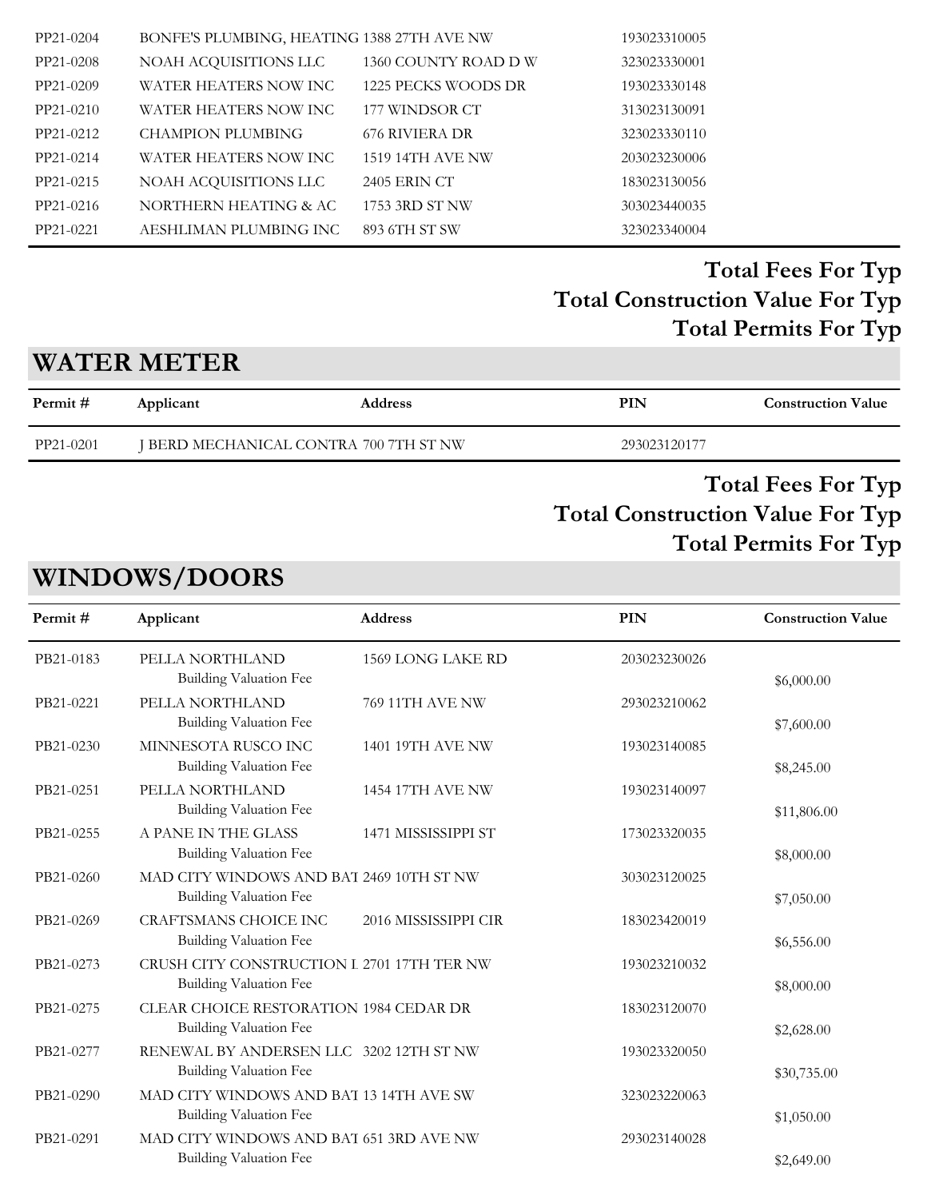| Permit # | Applicant | Address | PIN | Construction Value |
|---|---|---|---|---|
| PP21-0204 | BONFE'S PLUMBING, HEATING | 1388 27TH AVE NW | 193023310005 | |
| PP21-0208 | NOAH ACQUISITIONS LLC | 1360 COUNTY ROAD D W | 323023330001 | |
| PP21-0209 | WATER HEATERS NOW INC | 1225 PECKS WOODS DR | 193023330148 | |
| PP21-0210 | WATER HEATERS NOW INC | 177 WINDSOR CT | 313023130091 | |
| PP21-0212 | CHAMPION PLUMBING | 676 RIVIERA DR | 323023330110 | |
| PP21-0214 | WATER HEATERS NOW INC | 1519 14TH AVE NW | 203023230006 | |
| PP21-0215 | NOAH ACQUISITIONS LLC | 2405 ERIN CT | 183023130056 | |
| PP21-0216 | NORTHERN HEATING & AC | 1753 3RD ST NW | 303023440035 | |
| PP21-0221 | AESHLIMAN PLUMBING INC | 893 6TH ST SW | 323023340004 | |

**Total Fees For Typ**

**Total Construction Value For Typ**

**Total Permits For Typ**

## WATER METER

| Permit # | Applicant | Address | PIN | Construction Value |
|---|---|---|---|---|
| PP21-0201 | J BERD MECHANICAL CONTRA | 700 7TH ST NW | 293023120177 | |

**Total Fees For Typ**

**Total Construction Value For Typ**

**Total Permits For Typ**

## WINDOWS/DOORS

| Permit # | Applicant | Address | PIN | Construction Value |
|---|---|---|---|---|
| PB21-0183 | PELLA NORTHLAND<br>Building Valuation Fee | 1569 LONG LAKE RD | 203023230026 | $6,000.00 |
| PB21-0221 | PELLA NORTHLAND<br>Building Valuation Fee | 769 11TH AVE NW | 293023210062 | $7,600.00 |
| PB21-0230 | MINNESOTA RUSCO INC<br>Building Valuation Fee | 1401 19TH AVE NW | 193023140085 | $8,245.00 |
| PB21-0251 | PELLA NORTHLAND<br>Building Valuation Fee | 1454 17TH AVE NW | 193023140097 | $11,806.00 |
| PB21-0255 | A PANE IN THE GLASS<br>Building Valuation Fee | 1471 MISSISSIPPI ST | 173023320035 | $8,000.00 |
| PB21-0260 | MAD CITY WINDOWS AND BAT<br>Building Valuation Fee | 2469 10TH ST NW | 303023120025 | $7,050.00 |
| PB21-0269 | CRAFTSMANS CHOICE INC<br>Building Valuation Fee | 2016 MISSISSIPPI CIR | 183023420019 | $6,556.00 |
| PB21-0273 | CRUSH CITY CONSTRUCTION L<br>Building Valuation Fee | 2701 17TH TER NW | 193023210032 | $8,000.00 |
| PB21-0275 | CLEAR CHOICE RESTORATION<br>Building Valuation Fee | 1984 CEDAR DR | 183023120070 | $2,628.00 |
| PB21-0277 | RENEWAL BY ANDERSEN LLC<br>Building Valuation Fee | 3202 12TH ST NW | 193023320050 | $30,735.00 |
| PB21-0290 | MAD CITY WINDOWS AND BAT<br>Building Valuation Fee | 13 14TH AVE SW | 323023220063 | $1,050.00 |
| PB21-0291 | MAD CITY WINDOWS AND BAT<br>Building Valuation Fee | 651 3RD AVE NW | 293023140028 | $2,649.00 |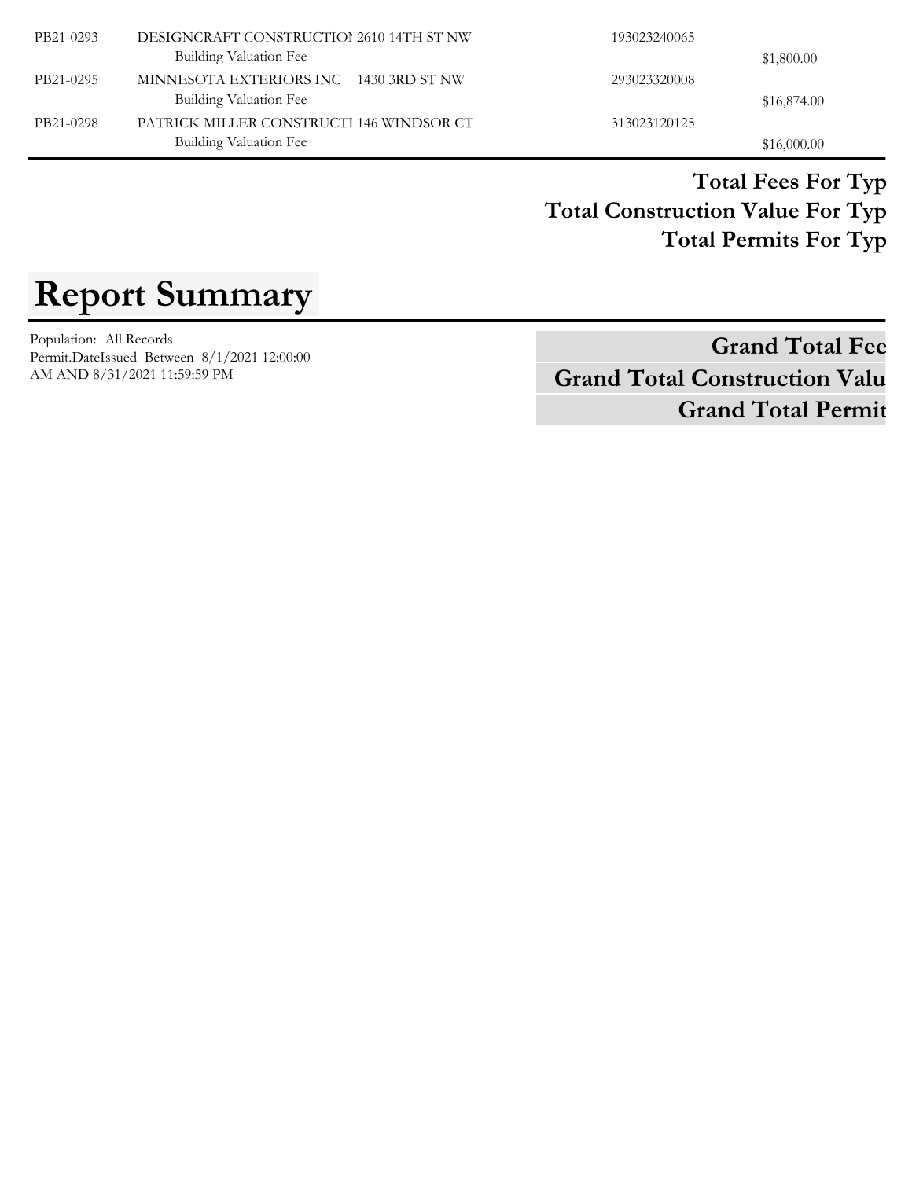| | | | | |
|---|---|---|---|---|
| PB21-0293 | DESIGNCRAFT CONSTRUCTIOI 2610 14TH ST NW | | 193023240065 | |
| | Building Valuation Fee | | | $1,800.00 |
| PB21-0295 | MINNESOTA EXTERIORS INC | 1430 3RD ST NW | 293023320008 | |
| | Building Valuation Fee | | | $16,874.00 |
| PB21-0298 | PATRICK MILLER CONSTRUCTI 146 WINDSOR CT | | 313023120125 | |
| | Building Valuation Fee | | | $16,000.00 |

**Total Fees For Typ**

**Total Construction Value For Typ**

**Total Permits For Typ**

# Report Summary

Population: All Records
Permit.DateIssued Between 8/1/2021 12:00:00 AM AND 8/31/2021 11:59:59 PM

**Grand Total Fee**

**Grand Total Construction Valu**

**Grand Total Permit**